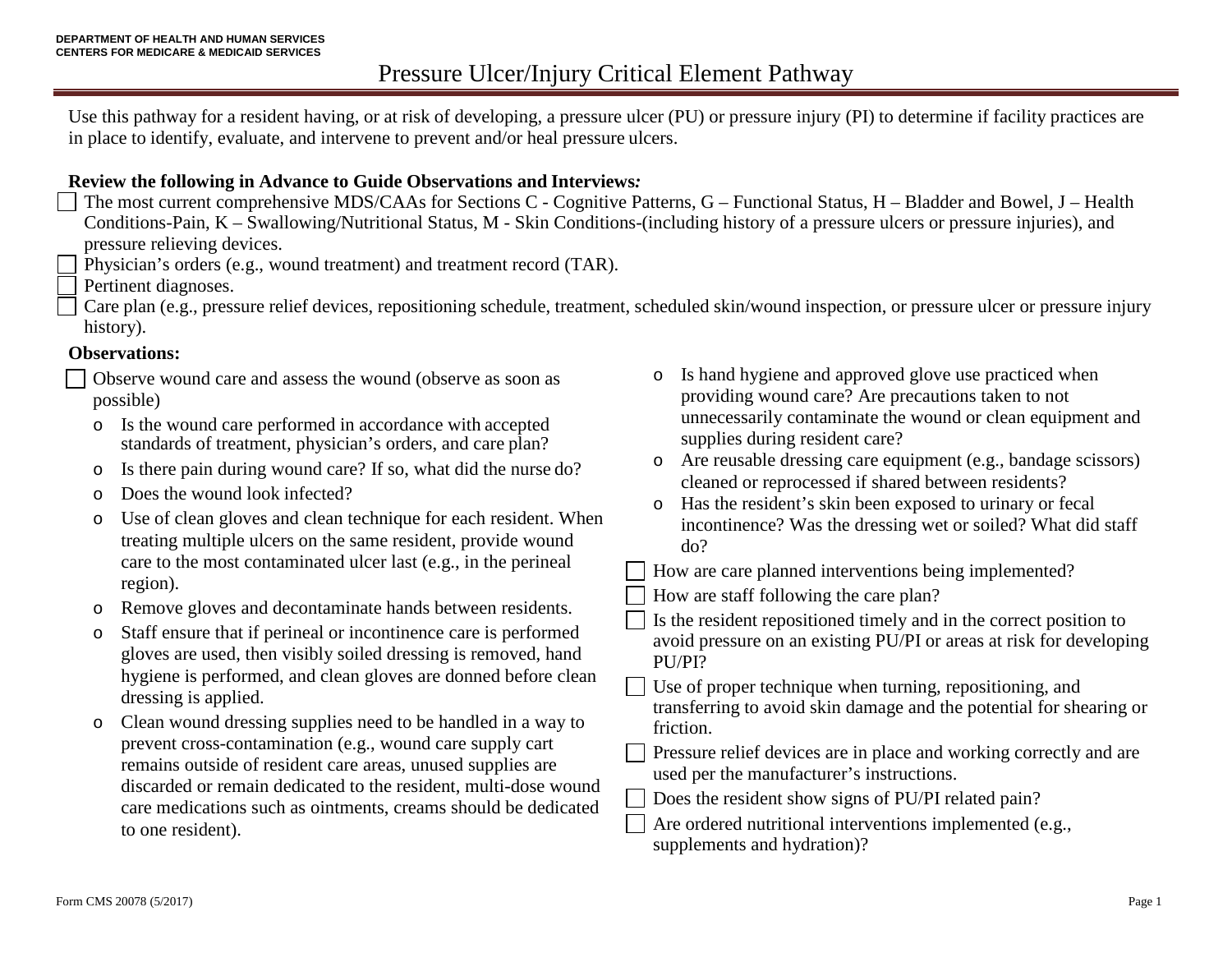DEPARTMENT OF HEALTH AND HUMAN SERVICES
CENTERS FOR MEDICARE & MEDICAID SERVICES

# Pressure Ulcer/Injury Critical Element Pathway

Use this pathway for a resident having, or at risk of developing, a pressure ulcer (PU) or pressure injury (PI) to determine if facility practices are in place to identify, evaluate, and intervene to prevent and/or heal pressure ulcers.

**Review the following in Advance to Guide Observations and Interviews:**

- ☐ The most current comprehensive MDS/CAAs for Sections C - Cognitive Patterns, G – Functional Status, H – Bladder and Bowel, J – Health Conditions-Pain, K – Swallowing/Nutritional Status, M - Skin Conditions-(including history of a pressure ulcers or pressure injuries), and pressure relieving devices.
- ☐ Physician's orders (e.g., wound treatment) and treatment record (TAR).
- ☐ Pertinent diagnoses.
- ☐ Care plan (e.g., pressure relief devices, repositioning schedule, treatment, scheduled skin/wound inspection, or pressure ulcer or pressure injury history).

**Observations:**

- ☐ Observe wound care and assess the wound (observe as soon as possible)
  - Is the wound care performed in accordance with accepted standards of treatment, physician's orders, and care plan?
  - Is there pain during wound care? If so, what did the nurse do?
  - Does the wound look infected?
  - Use of clean gloves and clean technique for each resident. When treating multiple ulcers on the same resident, provide wound care to the most contaminated ulcer last (e.g., in the perineal region).
  - Remove gloves and decontaminate hands between residents.
  - Staff ensure that if perineal or incontinence care is performed gloves are used, then visibly soiled dressing is removed, hand hygiene is performed, and clean gloves are donned before clean dressing is applied.
  - Clean wound dressing supplies need to be handled in a way to prevent cross-contamination (e.g., wound care supply cart remains outside of resident care areas, unused supplies are discarded or remain dedicated to the resident, multi-dose wound care medications such as ointments, creams should be dedicated to one resident).
  - Is hand hygiene and approved glove use practiced when providing wound care? Are precautions taken to not unnecessarily contaminate the wound or clean equipment and supplies during resident care?
  - Are reusable dressing care equipment (e.g., bandage scissors) cleaned or reprocessed if shared between residents?
  - Has the resident's skin been exposed to urinary or fecal incontinence? Was the dressing wet or soiled? What did staff do?
- ☐ How are care planned interventions being implemented?
- ☐ How are staff following the care plan?
- ☐ Is the resident repositioned timely and in the correct position to avoid pressure on an existing PU/PI or areas at risk for developing PU/PI?
- ☐ Use of proper technique when turning, repositioning, and transferring to avoid skin damage and the potential for shearing or friction.
- ☐ Pressure relief devices are in place and working correctly and are used per the manufacturer's instructions.
- ☐ Does the resident show signs of PU/PI related pain?
- ☐ Are ordered nutritional interventions implemented (e.g., supplements and hydration)?

Form CMS 20078 (5/2017)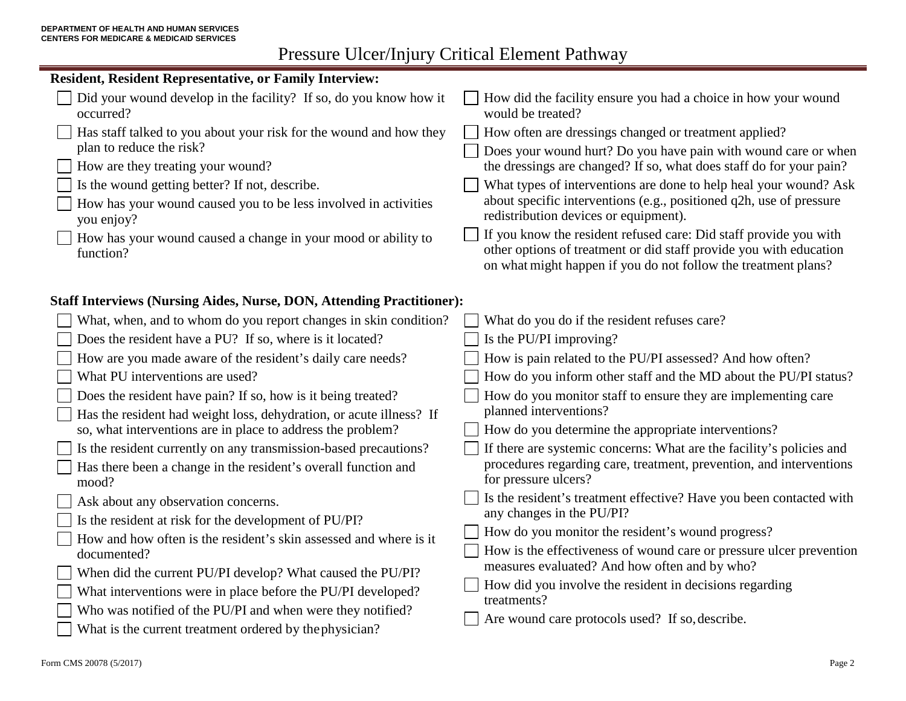DEPARTMENT OF HEALTH AND HUMAN SERVICES
CENTERS FOR MEDICARE & MEDICAID SERVICES

# Pressure Ulcer/Injury Critical Element Pathway

**Resident, Resident Representative, or Family Interview:**

- [ ] Did your wound develop in the facility? If so, do you know how it occurred?
- [ ] Has staff talked to you about your risk for the wound and how they plan to reduce the risk?
- [ ] How are they treating your wound?
- [ ] Is the wound getting better? If not, describe.
- [ ] How has your wound caused you to be less involved in activities you enjoy?
- [ ] How has your wound caused a change in your mood or ability to function?
- [ ] How did the facility ensure you had a choice in how your wound would be treated?
- [ ] How often are dressings changed or treatment applied?
- [ ] Does your wound hurt? Do you have pain with wound care or when the dressings are changed? If so, what does staff do for your pain?
- [ ] What types of interventions are done to help heal your wound? Ask about specific interventions (e.g., positioned q2h, use of pressure redistribution devices or equipment).
- [ ] If you know the resident refused care: Did staff provide you with other options of treatment or did staff provide you with education on what might happen if you do not follow the treatment plans?

**Staff Interviews (Nursing Aides, Nurse, DON, Attending Practitioner):**

- [ ] What, when, and to whom do you report changes in skin condition?
- [ ] Does the resident have a PU? If so, where is it located?
- [ ] How are you made aware of the resident's daily care needs?
- [ ] What PU interventions are used?
- [ ] Does the resident have pain? If so, how is it being treated?
- [ ] Has the resident had weight loss, dehydration, or acute illness? If so, what interventions are in place to address the problem?
- [ ] Is the resident currently on any transmission-based precautions?
- [ ] Has there been a change in the resident's overall function and mood?
- [ ] Ask about any observation concerns.
- [ ] Is the resident at risk for the development of PU/PI?
- [ ] How and how often is the resident's skin assessed and where is it documented?
- [ ] When did the current PU/PI develop? What caused the PU/PI?
- [ ] What interventions were in place before the PU/PI developed?
- [ ] Who was notified of the PU/PI and when were they notified?
- [ ] What is the current treatment ordered by the physician?
- [ ] What do you do if the resident refuses care?
- [ ] Is the PU/PI improving?
- [ ] How is pain related to the PU/PI assessed? And how often?
- [ ] How do you inform other staff and the MD about the PU/PI status?
- [ ] How do you monitor staff to ensure they are implementing care planned interventions?
- [ ] How do you determine the appropriate interventions?
- [ ] If there are systemic concerns: What are the facility's policies and procedures regarding care, treatment, prevention, and interventions for pressure ulcers?
- [ ] Is the resident's treatment effective? Have you been contacted with any changes in the PU/PI?
- [ ] How do you monitor the resident's wound progress?
- [ ] How is the effectiveness of wound care or pressure ulcer prevention measures evaluated? And how often and by who?
- [ ] How did you involve the resident in decisions regarding treatments?
- [ ] Are wound care protocols used? If so, describe.

Form CMS 20078 (5/2017)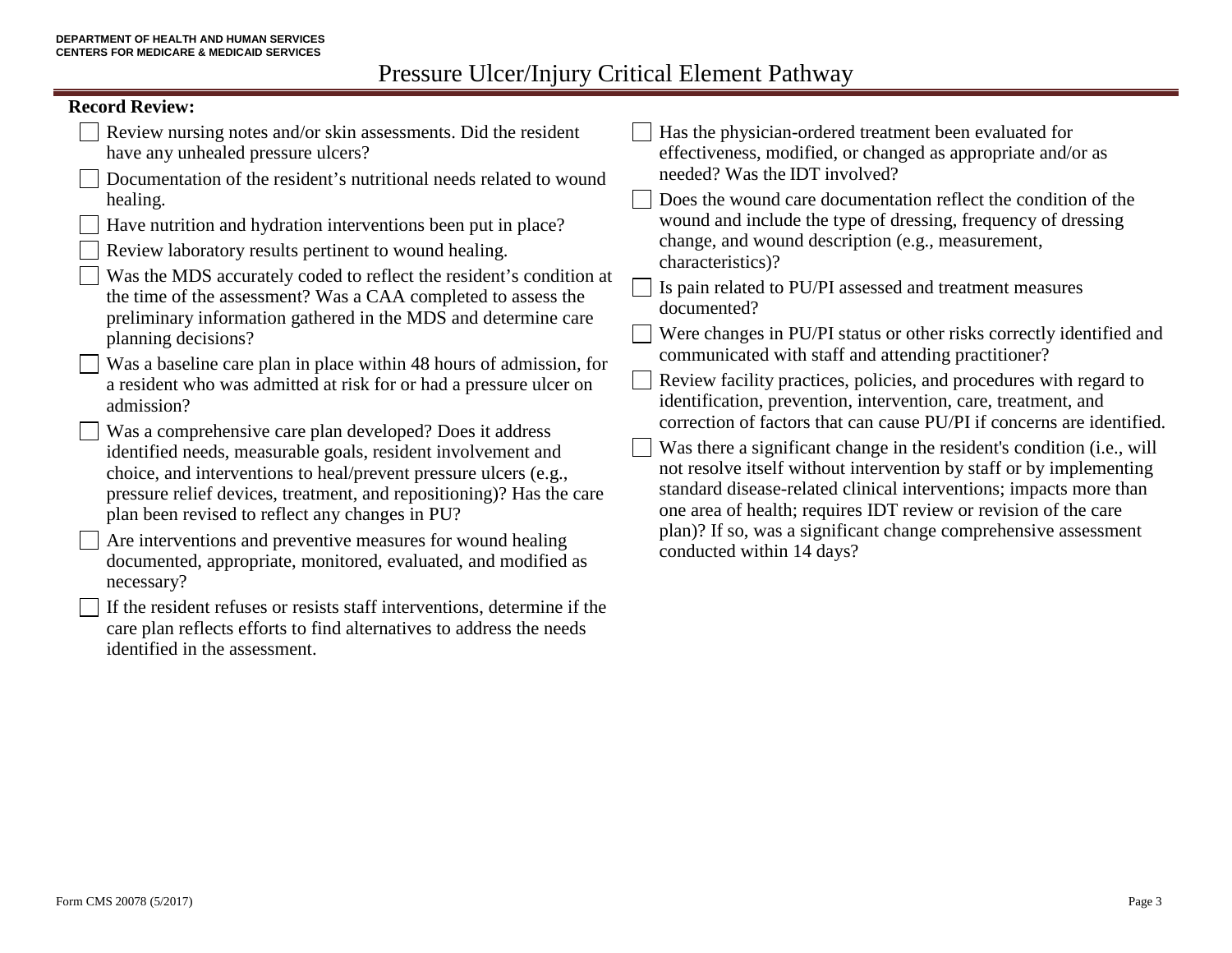# Pressure Ulcer/Injury Critical Element Pathway

**Record Review:**

- [ ] Review nursing notes and/or skin assessments. Did the resident have any unhealed pressure ulcers?
- [ ] Documentation of the resident's nutritional needs related to wound healing.
- [ ] Have nutrition and hydration interventions been put in place?
- [ ] Review laboratory results pertinent to wound healing.
- [ ] Was the MDS accurately coded to reflect the resident's condition at the time of the assessment? Was a CAA completed to assess the preliminary information gathered in the MDS and determine care planning decisions?
- [ ] Was a baseline care plan in place within 48 hours of admission, for a resident who was admitted at risk for or had a pressure ulcer on admission?
- [ ] Was a comprehensive care plan developed? Does it address identified needs, measurable goals, resident involvement and choice, and interventions to heal/prevent pressure ulcers (e.g., pressure relief devices, treatment, and repositioning)? Has the care plan been revised to reflect any changes in PU?
- [ ] Are interventions and preventive measures for wound healing documented, appropriate, monitored, evaluated, and modified as necessary?
- [ ] If the resident refuses or resists staff interventions, determine if the care plan reflects efforts to find alternatives to address the needs identified in the assessment.
- [ ] Has the physician-ordered treatment been evaluated for effectiveness, modified, or changed as appropriate and/or as needed? Was the IDT involved?
- [ ] Does the wound care documentation reflect the condition of the wound and include the type of dressing, frequency of dressing change, and wound description (e.g., measurement, characteristics)?
- [ ] Is pain related to PU/PI assessed and treatment measures documented?
- [ ] Were changes in PU/PI status or other risks correctly identified and communicated with staff and attending practitioner?
- [ ] Review facility practices, policies, and procedures with regard to identification, prevention, intervention, care, treatment, and correction of factors that can cause PU/PI if concerns are identified.
- [ ] Was there a significant change in the resident's condition (i.e., will not resolve itself without intervention by staff or by implementing standard disease-related clinical interventions; impacts more than one area of health; requires IDT review or revision of the care plan)? If so, was a significant change comprehensive assessment conducted within 14 days?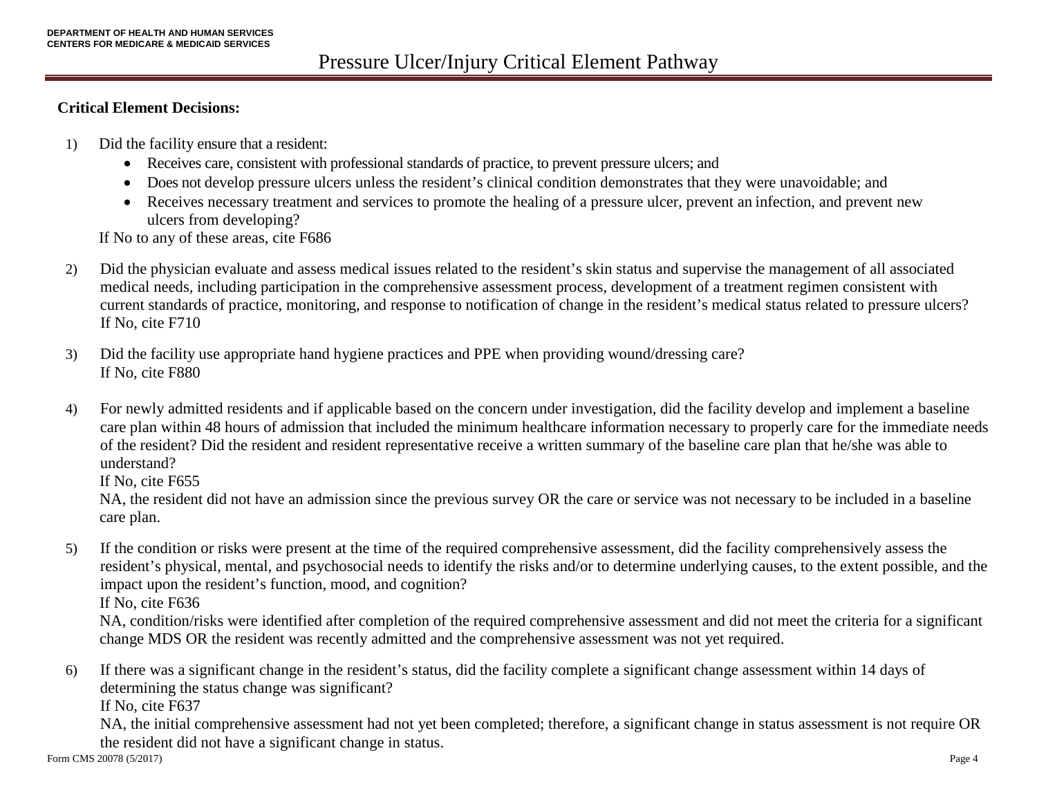# Pressure Ulcer/Injury Critical Element Pathway

**Critical Element Decisions:**

1) Did the facility ensure that a resident:
   - Receives care, consistent with professional standards of practice, to prevent pressure ulcers; and
   - Does not develop pressure ulcers unless the resident's clinical condition demonstrates that they were unavoidable; and
   - Receives necessary treatment and services to promote the healing of a pressure ulcer, prevent an infection, and prevent new ulcers from developing?

   If No to any of these areas, cite F686

2) Did the physician evaluate and assess medical issues related to the resident's skin status and supervise the management of all associated medical needs, including participation in the comprehensive assessment process, development of a treatment regimen consistent with current standards of practice, monitoring, and response to notification of change in the resident's medical status related to pressure ulcers?
   If No, cite F710

3) Did the facility use appropriate hand hygiene practices and PPE when providing wound/dressing care?
   If No, cite F880

4) For newly admitted residents and if applicable based on the concern under investigation, did the facility develop and implement a baseline care plan within 48 hours of admission that included the minimum healthcare information necessary to properly care for the immediate needs of the resident? Did the resident and resident representative receive a written summary of the baseline care plan that he/she was able to understand?
   If No, cite F655
   NA, the resident did not have an admission since the previous survey OR the care or service was not necessary to be included in a baseline care plan.

5) If the condition or risks were present at the time of the required comprehensive assessment, did the facility comprehensively assess the resident's physical, mental, and psychosocial needs to identify the risks and/or to determine underlying causes, to the extent possible, and the impact upon the resident's function, mood, and cognition?
   If No, cite F636
   NA, condition/risks were identified after completion of the required comprehensive assessment and did not meet the criteria for a significant change MDS OR the resident was recently admitted and the comprehensive assessment was not yet required.

6) If there was a significant change in the resident's status, did the facility complete a significant change assessment within 14 days of determining the status change was significant?
   If No, cite F637
   NA, the initial comprehensive assessment had not yet been completed; therefore, a significant change in status assessment is not require OR the resident did not have a significant change in status.

Form CMS 20078 (5/2017)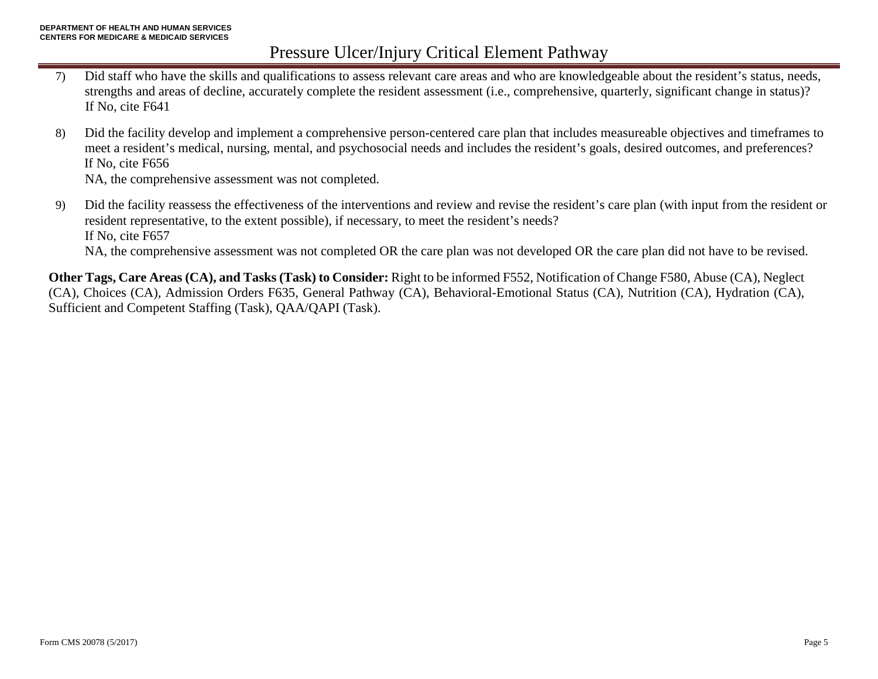7) Did staff who have the skills and qualifications to assess relevant care areas and who are knowledgeable about the resident's status, needs, strengths and areas of decline, accurately complete the resident assessment (i.e., comprehensive, quarterly, significant change in status)?
   If No, cite F641

8) Did the facility develop and implement a comprehensive person-centered care plan that includes measureable objectives and timeframes to meet a resident's medical, nursing, mental, and psychosocial needs and includes the resident's goals, desired outcomes, and preferences?
   If No, cite F656
   NA, the comprehensive assessment was not completed.

9) Did the facility reassess the effectiveness of the interventions and review and revise the resident's care plan (with input from the resident or resident representative, to the extent possible), if necessary, to meet the resident's needs?
   If No, cite F657
   NA, the comprehensive assessment was not completed OR the care plan was not developed OR the care plan did not have to be revised.

**Other Tags, Care Areas (CA), and Tasks (Task) to Consider:** Right to be informed F552, Notification of Change F580, Abuse (CA), Neglect (CA), Choices (CA), Admission Orders F635, General Pathway (CA), Behavioral-Emotional Status (CA), Nutrition (CA), Hydration (CA), Sufficient and Competent Staffing (Task), QAA/QAPI (Task).

Form CMS 20078 (5/2017)